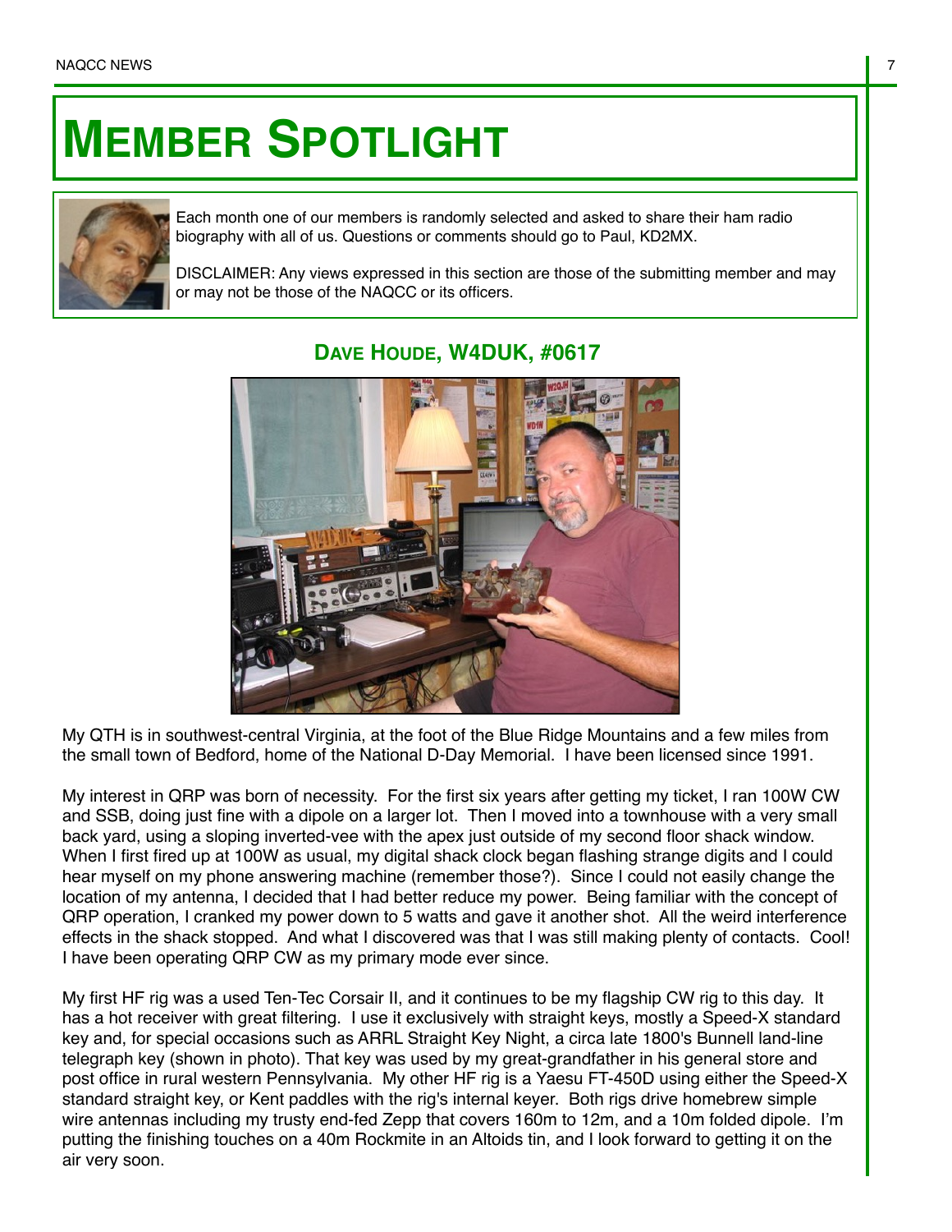# MEMBER SPOTLIGHT

Each month one of our members is randomly selected and asked to share their ham radio biography with all of us. Questions or comments should go to Paul, KD2MX.

DISCLAIMER: Any views expressed in this section are those of the submitting member and may or may not be those of the NAQCC or its officers.

## DAVE HOUDE, W4DUK, #0617

My QTH is in southwest-central Virginia, at the foot of the Blue Ridge Mountains and a few miles from the small town of Bedford, home of the National D-Day Memorial. I have been licensed since 1991.

My interest in QRP was born of necessity. For the first six years after getting my ticket, I ran 100W CW and SSB, doing just fine with a dipole on a larger lot. Then I moved into a townhouse with a very small back yard, using a sloping inverted-vee with the apex just outside of my second floor shack window. When I first fired up at 100W as usual, my digital shack clock began flashing strange digits and I could hear myself on my phone answering machine (remember those?). Since I could not easily change the location of my antenna, I decided that I had better reduce my power. Being familiar with the concept of QRP operation, I cranked my power down to 5 watts and gave it another shot. All the weird interference effects in the shack stopped. And what I discovered was that I was still making plenty of contacts. Cool! I have been operating QRP CW as my primary mode ever since.

My first HF rig was a used Ten-Tec Corsair II, and it continues to be my flagship CW rig to this day. It has a hot receiver with great filtering. I use it exclusively with straight keys, mostly a Speed-X standard key and, for special occasions such as ARRL Straight Key Night, a circa late 1800's Bunnell land-line telegraph key (shown in photo). That key was used by my great-grandfather in his general store and post office in rural western Pennsylvania. My other HF rig is a Yaesu FT-450D using either the Speed-X standard straight key, or Kent paddles with the rig's internal keyer. Both rigs drive homebrew simple wire antennas including my trusty end-fed Zepp that covers 160m to 12m, and a 10m folded dipole. I'm putting the finishing touches on a 40m Rockmite in an Altoids tin, and I look forward to getting it on the air very soon.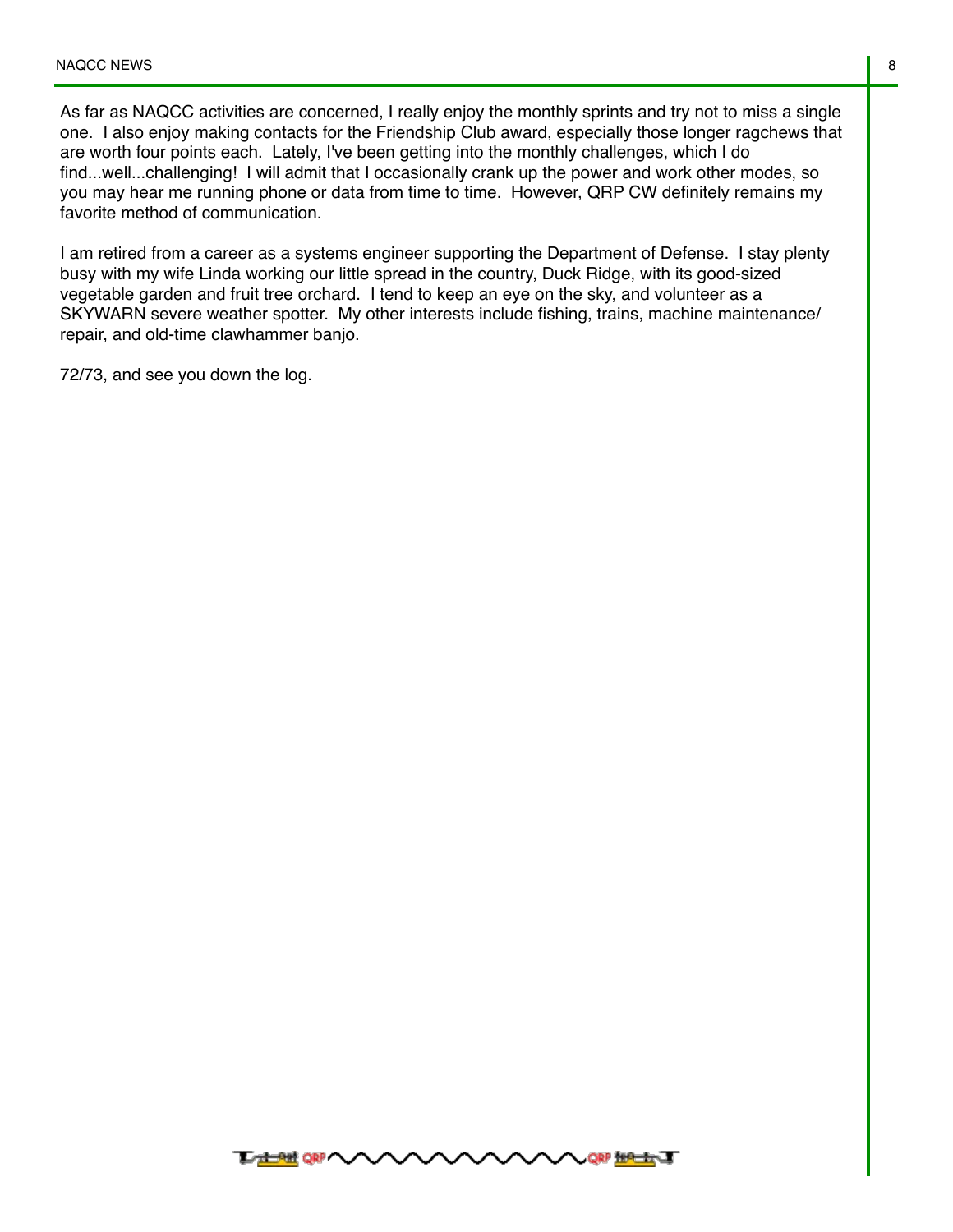As far as NAQCC activities are concerned, I really enjoy the monthly sprints and try not to miss a single one. I also enjoy making contacts for the Friendship Club award, especially those longer ragchews that are worth four points each. Lately, I've been getting into the monthly challenges, which I do find...well...challenging! I will admit that I occasionally crank up the power and work other modes, so you may hear me running phone or data from time to time. However, QRP CW definitely remains my favorite method of communication.

I am retired from a career as a systems engineer supporting the Department of Defense. I stay plenty busy with my wife Linda working our little spread in the country, Duck Ridge, with its good-sized vegetable garden and fruit tree orchard. I tend to keep an eye on the sky, and volunteer as a SKYWARN severe weather spotter. My other interests include fishing, trains, machine maintenance/repair, and old-time clawhammer banjo.

72/73, and see you down the log.